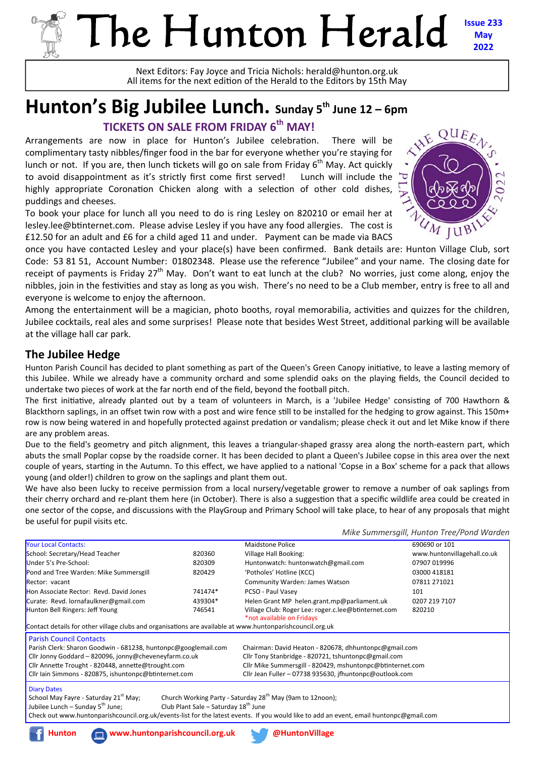# The Hunton Herald

**Issue 233**
**May**
**2022**

Next Editors: Fay Joyce and Tricia Nichols: herald@hunton.org.uk
All items for the next edition of the Herald to the Editors by 15th May

## Hunton's Big Jubilee Lunch. Sunday 5th June 12 – 6pm

### TICKETS ON SALE FROM FRIDAY 6th MAY!

Arrangements are now in place for Hunton's Jubilee celebration. There will be complimentary tasty nibbles/finger food in the bar for everyone whether you're staying for lunch or not. If you are, then lunch tickets will go on sale from Friday 6th May. Act quickly to avoid disappointment as it's strictly first come first served! Lunch will include the highly appropriate Coronation Chicken along with a selection of other cold dishes, puddings and cheeses.

To book your place for lunch all you need to do is ring Lesley on 820210 or email her at lesley.lee@btinternet.com. Please advise Lesley if you have any food allergies. The cost is £12.50 for an adult and £6 for a child aged 11 and under. Payment can be made via BACS once you have contacted Lesley and your place(s) have been confirmed. Bank details are: Hunton Village Club, sort Code: 53 81 51, Account Number: 01802348. Please use the reference "Jubilee" and your name. The closing date for receipt of payments is Friday 27th May. Don't want to eat lunch at the club? No worries, just come along, enjoy the nibbles, join in the festivities and stay as long as you wish. There's no need to be a Club member, entry is free to all and everyone is welcome to enjoy the afternoon.

Among the entertainment will be a magician, photo booths, royal memorabilia, activities and quizzes for the children, Jubilee cocktails, real ales and some surprises! Please note that besides West Street, additional parking will be available at the village hall car park.

## The Jubilee Hedge

Hunton Parish Council has decided to plant something as part of the Queen's Green Canopy initiative, to leave a lasting memory of this Jubilee. While we already have a community orchard and some splendid oaks on the playing fields, the Council decided to undertake two pieces of work at the far north end of the field, beyond the football pitch.

The first initiative, already planted out by a team of volunteers in March, is a 'Jubilee Hedge' consisting of 700 Hawthorn & Blackthorn saplings, in an offset twin row with a post and wire fence still to be installed for the hedging to grow against. This 150m+ row is now being watered in and hopefully protected against predation or vandalism; please check it out and let Mike know if there are any problem areas.

Due to the field's geometry and pitch alignment, this leaves a triangular-shaped grassy area along the north-eastern part, which abuts the small Poplar copse by the roadside corner. It has been decided to plant a Queen's Jubilee copse in this area over the next couple of years, starting in the Autumn. To this effect, we have applied to a national 'Copse in a Box' scheme for a pack that allows young (and older!) children to grow on the saplings and plant them out.

We have also been lucky to receive permission from a local nursery/vegetable grower to remove a number of oak saplings from their cherry orchard and re-plant them here (in October). There is also a suggestion that a specific wildlife area could be created in one sector of the copse, and discussions with the PlayGroup and Primary School will take place, to hear of any proposals that might be useful for pupil visits etc.

*Mike Summersgill, Hunton Tree/Pond Warden*

| Your Local Contacts: | | | |
|---|---|---|---|
| School: Secretary/Head Teacher | 820360 | Maidstone Police | 690690 or 101 |
| Under 5's Pre-School: | 820309 | Village Hall Booking: | www.huntonvillagehall.co.uk |
| Pond and Tree Warden: Mike Summersgill | 820429 | Huntonwatch: huntonwatch@gmail.com | 07907 019996 |
| Rector: vacant | | 'Potholes' Hotline (KCC) | 03000 418181 |
| Hon Associate Rector: Revd. David Jones | 741474* | Community Warden: James Watson | 07811 271021 |
| Curate: Revd. lornafaulkner@gmail.com | 439304* | PCSO - Paul Vasey | 101 |
| Hunton Bell Ringers: Jeff Young | 746541 | Helen Grant MP helen.grant.mp@parliament.uk | 0207 219 7107 |
| | | Village Club: Roger Lee: roger.c.lee@btinternet.com *not available on Fridays | 820210 |

Contact details for other village clubs and organisations are available at www.huntonparishcouncil.org.uk

**Parish Council Contacts**

| | |
|---|---|
| Parish Clerk: Sharon Goodwin - 681238, huntonpc@googlemail.com | Chairman: David Heaton - 820678, dhhuntonpc@gmail.com |
| Cllr Jonny Goddard – 820096, jonny@cheveneyfarm.co.uk | Cllr Tony Stanbridge - 820721, tshuntonpc@gmail.com |
| Cllr Annette Trought - 820448, annette@trought.com | Cllr Mike Summersgill - 820429, mshuntonpc@btinternet.com |
| Cllr Iain Simmons - 820875, ishuntonpc@btinternet.com | Cllr Jean Fuller – 07738 935630, jfhuntonpc@outlook.com |

**Diary Dates**

| | |
|---|---|
| School May Fayre - Saturday 21st May; | Church Working Party - Saturday 28th May (9am to 12noon); |
| Jubilee Lunch – Sunday 5th June; | Club Plant Sale – Saturday 18th June |

Check out www.huntonparishcouncil.org.uk/events-list for the latest events. If you would like to add an event, email huntonpc@gmail.com

Hunton | www.huntonparishcouncil.org.uk | @HuntonVillage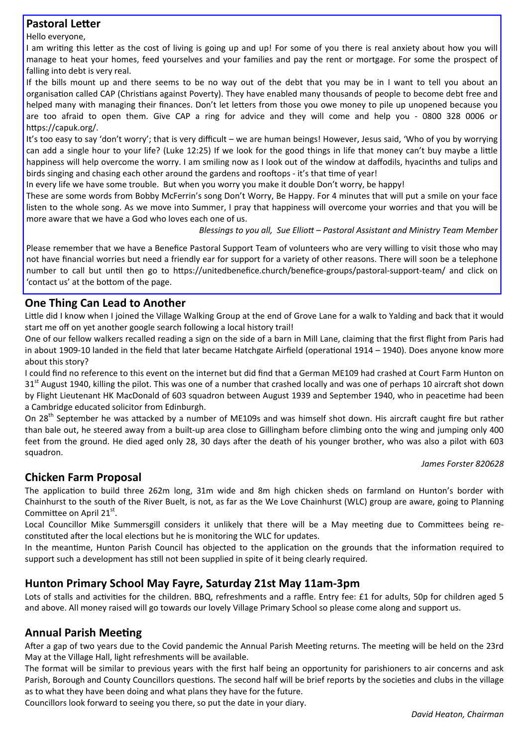## Pastoral Letter

Hello everyone,

I am writing this letter as the cost of living is going up and up! For some of you there is real anxiety about how you will manage to heat your homes, feed yourselves and your families and pay the rent or mortgage. For some the prospect of falling into debt is very real.

If the bills mount up and there seems to be no way out of the debt that you may be in I want to tell you about an organisation called CAP (Christians against Poverty). They have enabled many thousands of people to become debt free and helped many with managing their finances. Don't let letters from those you owe money to pile up unopened because you are too afraid to open them. Give CAP a ring for advice and they will come and help you - 0800 328 0006 or https://capuk.org/.

It's too easy to say 'don't worry'; that is very difficult – we are human beings! However, Jesus said, 'Who of you by worrying can add a single hour to your life? (Luke 12:25) If we look for the good things in life that money can't buy maybe a little happiness will help overcome the worry. I am smiling now as I look out of the window at daffodils, hyacinths and tulips and birds singing and chasing each other around the gardens and rooftops - it's that time of year!

In every life we have some trouble. But when you worry you make it double Don't worry, be happy!

These are some words from Bobby McFerrin's song Don't Worry, Be Happy. For 4 minutes that will put a smile on your face listen to the whole song. As we move into Summer, I pray that happiness will overcome your worries and that you will be more aware that we have a God who loves each one of us.

*Blessings to you all, Sue Elliott – Pastoral Assistant and Ministry Team Member*

Please remember that we have a Benefice Pastoral Support Team of volunteers who are very willing to visit those who may not have financial worries but need a friendly ear for support for a variety of other reasons. There will soon be a telephone number to call but until then go to https://unitedbenefice.church/benefice-groups/pastoral-support-team/ and click on 'contact us' at the bottom of the page.

## One Thing Can Lead to Another

Little did I know when I joined the Village Walking Group at the end of Grove Lane for a walk to Yalding and back that it would start me off on yet another google search following a local history trail!

One of our fellow walkers recalled reading a sign on the side of a barn in Mill Lane, claiming that the first flight from Paris had in about 1909-10 landed in the field that later became Hatchgate Airfield (operational 1914 – 1940). Does anyone know more about this story?

I could find no reference to this event on the internet but did find that a German ME109 had crashed at Court Farm Hunton on 31st August 1940, killing the pilot. This was one of a number that crashed locally and was one of perhaps 10 aircraft shot down by Flight Lieutenant HK MacDonald of 603 squadron between August 1939 and September 1940, who in peacetime had been a Cambridge educated solicitor from Edinburgh.

On 28th September he was attacked by a number of ME109s and was himself shot down. His aircraft caught fire but rather than bale out, he steered away from a built-up area close to Gillingham before climbing onto the wing and jumping only 400 feet from the ground. He died aged only 28, 30 days after the death of his younger brother, who was also a pilot with 603 squadron.

*James Forster 820628*

## Chicken Farm Proposal

The application to build three 262m long, 31m wide and 8m high chicken sheds on farmland on Hunton's border with Chainhurst to the south of the River Buelt, is not, as far as the We Love Chainhurst (WLC) group are aware, going to Planning Committee on April 21st.

Local Councillor Mike Summersgill considers it unlikely that there will be a May meeting due to Committees being re-constituted after the local elections but he is monitoring the WLC for updates.

In the meantime, Hunton Parish Council has objected to the application on the grounds that the information required to support such a development has still not been supplied in spite of it being clearly required.

## Hunton Primary School May Fayre, Saturday 21st May 11am-3pm

Lots of stalls and activities for the children. BBQ, refreshments and a raffle. Entry fee: £1 for adults, 50p for children aged 5 and above. All money raised will go towards our lovely Village Primary School so please come along and support us.

## Annual Parish Meeting

After a gap of two years due to the Covid pandemic the Annual Parish Meeting returns. The meeting will be held on the 23rd May at the Village Hall, light refreshments will be available.

The format will be similar to previous years with the first half being an opportunity for parishioners to air concerns and ask Parish, Borough and County Councillors questions. The second half will be brief reports by the societies and clubs in the village as to what they have been doing and what plans they have for the future.

Councillors look forward to seeing you there, so put the date in your diary.

*David Heaton, Chairman*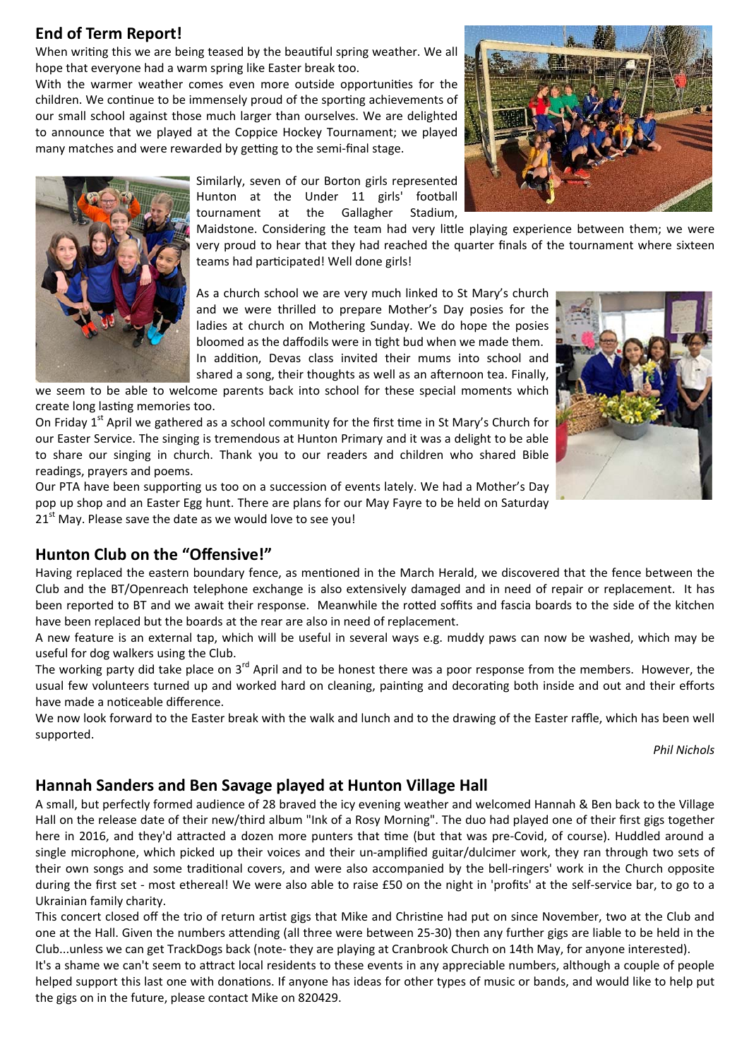## End of Term Report!

When writing this we are being teased by the beautiful spring weather. We all hope that everyone had a warm spring like Easter break too.

With the warmer weather comes even more outside opportunities for the children. We continue to be immensely proud of the sporting achievements of our small school against those much larger than ourselves. We are delighted to announce that we played at the Coppice Hockey Tournament; we played many matches and were rewarded by getting to the semi-final stage.

Similarly, seven of our Borton girls represented Hunton at the Under 11 girls' football tournament at the Gallagher Stadium, Maidstone. Considering the team had very little playing experience between them; we were very proud to hear that they had reached the quarter finals of the tournament where sixteen teams had participated! Well done girls!

As a church school we are very much linked to St Mary's church and we were thrilled to prepare Mother's Day posies for the ladies at church on Mothering Sunday. We do hope the posies bloomed as the daffodils were in tight bud when we made them. In addition, Devas class invited their mums into school and shared a song, their thoughts as well as an afternoon tea. Finally, we seem to be able to welcome parents back into school for these special moments which create long lasting memories too.

On Friday 1st April we gathered as a school community for the first time in St Mary's Church for our Easter Service. The singing is tremendous at Hunton Primary and it was a delight to be able to share our singing in church. Thank you to our readers and children who shared Bible readings, prayers and poems.

Our PTA have been supporting us too on a succession of events lately. We had a Mother's Day pop up shop and an Easter Egg hunt. There are plans for our May Fayre to be held on Saturday 21st May. Please save the date as we would love to see you!

## Hunton Club on the "Offensive!"

Having replaced the eastern boundary fence, as mentioned in the March Herald, we discovered that the fence between the Club and the BT/Openreach telephone exchange is also extensively damaged and in need of repair or replacement. It has been reported to BT and we await their response. Meanwhile the rotted soffits and fascia boards to the side of the kitchen have been replaced but the boards at the rear are also in need of replacement.

A new feature is an external tap, which will be useful in several ways e.g. muddy paws can now be washed, which may be useful for dog walkers using the Club.

The working party did take place on 3rd April and to be honest there was a poor response from the members. However, the usual few volunteers turned up and worked hard on cleaning, painting and decorating both inside and out and their efforts have made a noticeable difference.

We now look forward to the Easter break with the walk and lunch and to the drawing of the Easter raffle, which has been well supported.

*Phil Nichols*

## Hannah Sanders and Ben Savage played at Hunton Village Hall

A small, but perfectly formed audience of 28 braved the icy evening weather and welcomed Hannah & Ben back to the Village Hall on the release date of their new/third album "Ink of a Rosy Morning". The duo had played one of their first gigs together here in 2016, and they'd attracted a dozen more punters that time (but that was pre-Covid, of course). Huddled around a single microphone, which picked up their voices and their un-amplified guitar/dulcimer work, they ran through two sets of their own songs and some traditional covers, and were also accompanied by the bell-ringers' work in the Church opposite during the first set - most ethereal! We were also able to raise £50 on the night in 'profits' at the self-service bar, to go to a Ukrainian family charity.

This concert closed off the trio of return artist gigs that Mike and Christine had put on since November, two at the Club and one at the Hall. Given the numbers attending (all three were between 25-30) then any further gigs are liable to be held in the Club...unless we can get TrackDogs back (note- they are playing at Cranbrook Church on 14th May, for anyone interested).

It's a shame we can't seem to attract local residents to these events in any appreciable numbers, although a couple of people helped support this last one with donations. If anyone has ideas for other types of music or bands, and would like to help put the gigs on in the future, please contact Mike on 820429.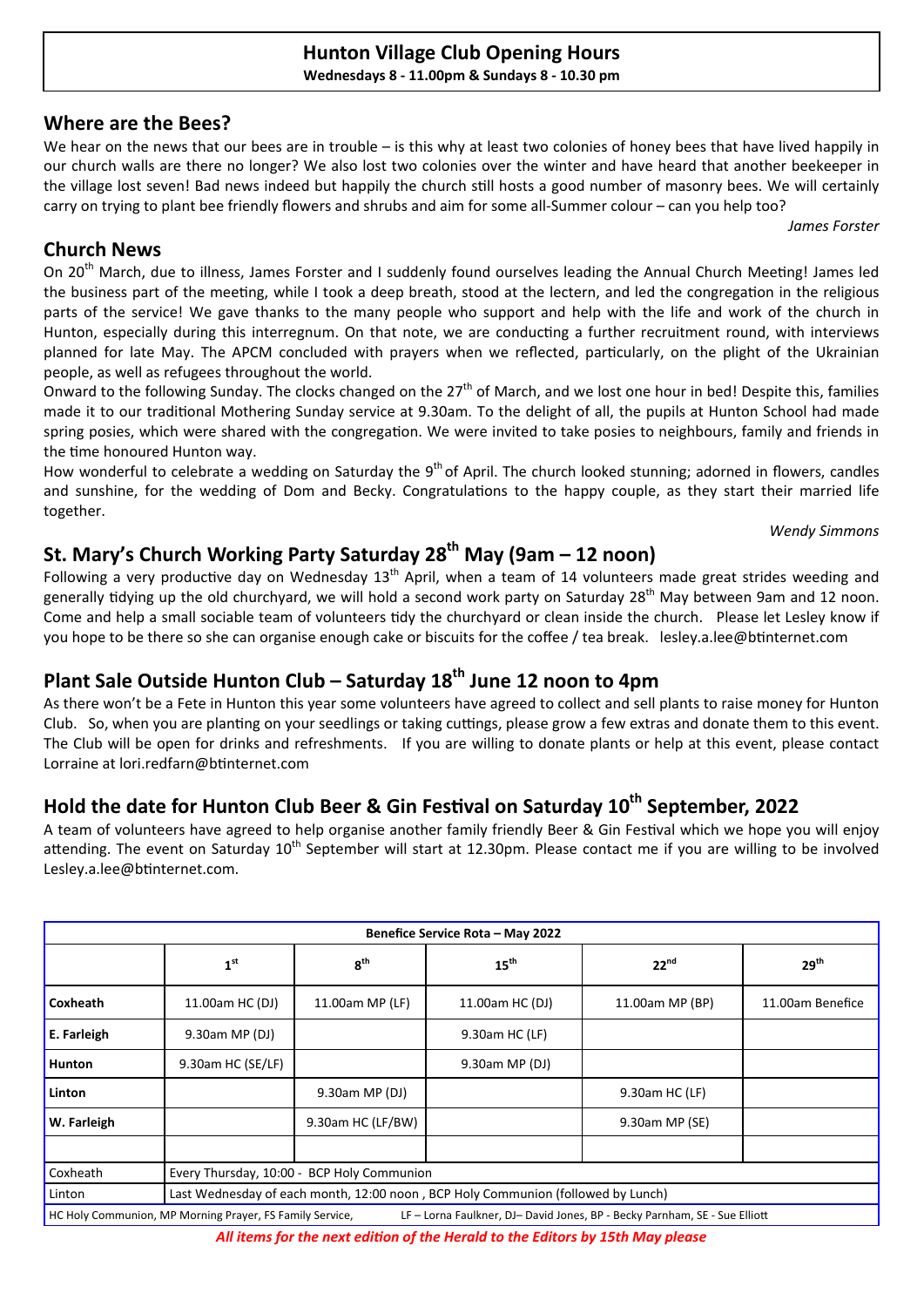## Hunton Village Club Opening Hours

**Wednesdays 8 - 11.00pm & Sundays 8 - 10.30 pm**

## Where are the Bees?

We hear on the news that our bees are in trouble – is this why at least two colonies of honey bees that have lived happily in our church walls are there no longer? We also lost two colonies over the winter and have heard that another beekeeper in the village lost seven! Bad news indeed but happily the church still hosts a good number of masonry bees. We will certainly carry on trying to plant bee friendly flowers and shrubs and aim for some all-Summer colour – can you help too?

*James Forster*

## Church News

On 20th March, due to illness, James Forster and I suddenly found ourselves leading the Annual Church Meeting! James led the business part of the meeting, while I took a deep breath, stood at the lectern, and led the congregation in the religious parts of the service! We gave thanks to the many people who support and help with the life and work of the church in Hunton, especially during this interregnum. On that note, we are conducting a further recruitment round, with interviews planned for late May. The APCM concluded with prayers when we reflected, particularly, on the plight of the Ukrainian people, as well as refugees throughout the world.

Onward to the following Sunday. The clocks changed on the 27th of March, and we lost one hour in bed! Despite this, families made it to our traditional Mothering Sunday service at 9.30am. To the delight of all, the pupils at Hunton School had made spring posies, which were shared with the congregation. We were invited to take posies to neighbours, family and friends in the time honoured Hunton way.

How wonderful to celebrate a wedding on Saturday the 9th of April. The church looked stunning; adorned in flowers, candles and sunshine, for the wedding of Dom and Becky. Congratulations to the happy couple, as they start their married life together.

*Wendy Simmons*

## St. Mary's Church Working Party Saturday 28th May (9am – 12 noon)

Following a very productive day on Wednesday 13th April, when a team of 14 volunteers made great strides weeding and generally tidying up the old churchyard, we will hold a second work party on Saturday 28th May between 9am and 12 noon. Come and help a small sociable team of volunteers tidy the churchyard or clean inside the church. Please let Lesley know if you hope to be there so she can organise enough cake or biscuits for the coffee / tea break. lesley.a.lee@btinternet.com

## Plant Sale Outside Hunton Club – Saturday 18th June 12 noon to 4pm

As there won't be a Fete in Hunton this year some volunteers have agreed to collect and sell plants to raise money for Hunton Club. So, when you are planting on your seedlings or taking cuttings, please grow a few extras and donate them to this event. The Club will be open for drinks and refreshments. If you are willing to donate plants or help at this event, please contact Lorraine at lori.redfarn@btinternet.com

## Hold the date for Hunton Club Beer & Gin Festival on Saturday 10th September, 2022

A team of volunteers have agreed to help organise another family friendly Beer & Gin Festival which we hope you will enjoy attending. The event on Saturday 10th September will start at 12.30pm. Please contact me if you are willing to be involved Lesley.a.lee@btinternet.com.

**Benefice Service Rota – May 2022**

| | 1st | 8th | 15th | 22nd | 29th |
|---|---|---|---|---|---|
| **Coxheath** | 11.00am HC (DJ) | 11.00am MP (LF) | 11.00am HC (DJ) | 11.00am MP (BP) | 11.00am Benefice |
| **E. Farleigh** | 9.30am MP (DJ) | | 9.30am HC (LF) | | |
| **Hunton** | 9.30am HC (SE/LF) | | 9.30am MP (DJ) | | |
| **Linton** | | 9.30am MP (DJ) | | 9.30am HC (LF) | |
| **W. Farleigh** | | 9.30am HC (LF/BW) | | 9.30am MP (SE) | |
| | | | | | |
| Coxheath | Every Thursday, 10:00 - BCP Holy Communion | | | | |
| Linton | Last Wednesday of each month, 12:00 noon , BCP Holy Communion (followed by Lunch) | | | | |

HC Holy Communion, MP Morning Prayer, FS Family Service, LF – Lorna Faulkner, DJ– David Jones, BP - Becky Parnham, SE - Sue Elliott

***All items for the next edition of the Herald to the Editors by 15th May please***